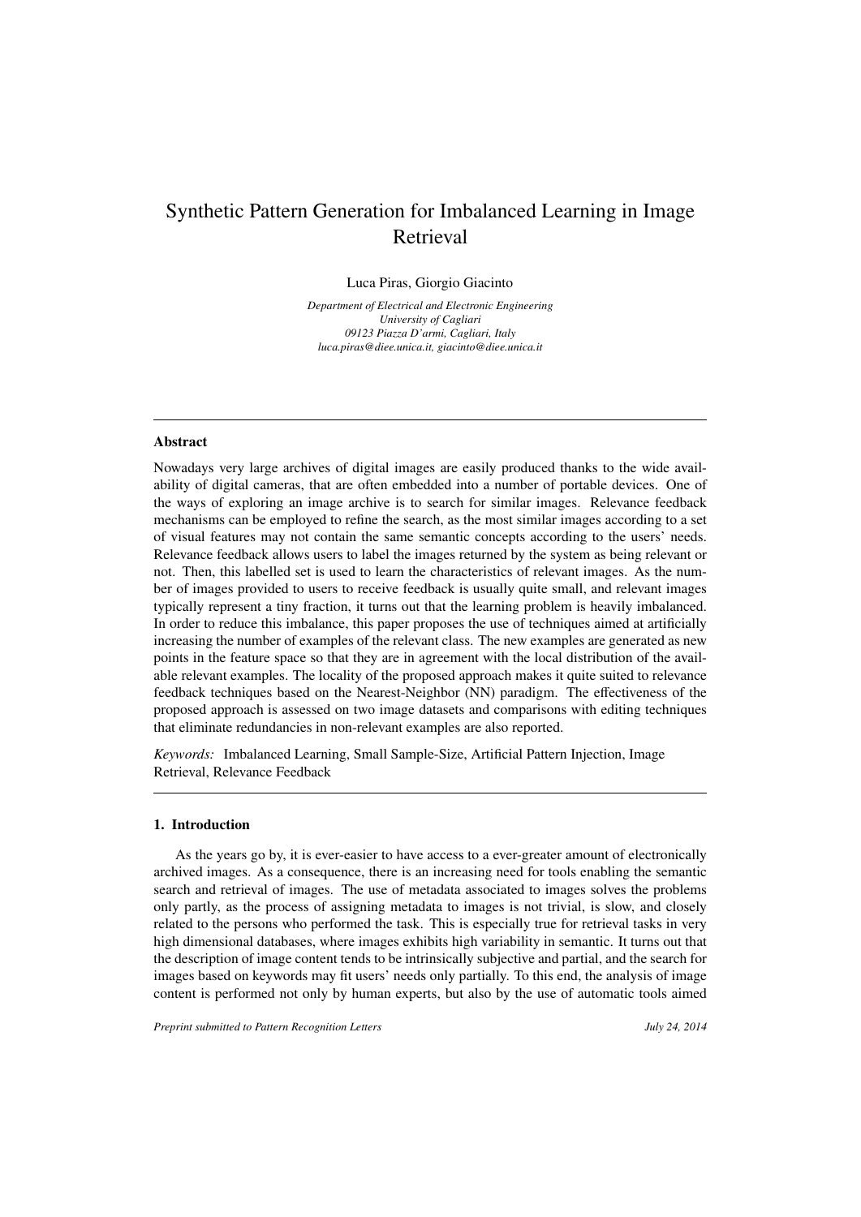# Synthetic Pattern Generation for Imbalanced Learning in Image Retrieval

Luca Piras, Giorgio Giacinto

*Department of Electrical and Electronic Engineering*
*University of Cagliari*
*09123 Piazza D'armi, Cagliari, Italy*
*luca.piras@diee.unica.it, giacinto@diee.unica.it*

---

## Abstract

Nowadays very large archives of digital images are easily produced thanks to the wide availability of digital cameras, that are often embedded into a number of portable devices. One of the ways of exploring an image archive is to search for similar images. Relevance feedback mechanisms can be employed to refine the search, as the most similar images according to a set of visual features may not contain the same semantic concepts according to the users' needs. Relevance feedback allows users to label the images returned by the system as being relevant or not. Then, this labelled set is used to learn the characteristics of relevant images. As the number of images provided to users to receive feedback is usually quite small, and relevant images typically represent a tiny fraction, it turns out that the learning problem is heavily imbalanced. In order to reduce this imbalance, this paper proposes the use of techniques aimed at artificially increasing the number of examples of the relevant class. The new examples are generated as new points in the feature space so that they are in agreement with the local distribution of the available relevant examples. The locality of the proposed approach makes it quite suited to relevance feedback techniques based on the Nearest-Neighbor (NN) paradigm. The effectiveness of the proposed approach is assessed on two image datasets and comparisons with editing techniques that eliminate redundancies in non-relevant examples are also reported.

*Keywords:* Imbalanced Learning, Small Sample-Size, Artificial Pattern Injection, Image Retrieval, Relevance Feedback

---

## 1. Introduction

As the years go by, it is ever-easier to have access to a ever-greater amount of electronically archived images. As a consequence, there is an increasing need for tools enabling the semantic search and retrieval of images. The use of metadata associated to images solves the problems only partly, as the process of assigning metadata to images is not trivial, is slow, and closely related to the persons who performed the task. This is especially true for retrieval tasks in very high dimensional databases, where images exhibits high variability in semantic. It turns out that the description of image content tends to be intrinsically subjective and partial, and the search for images based on keywords may fit users' needs only partially. To this end, the analysis of image content is performed not only by human experts, but also by the use of automatic tools aimed

*Preprint submitted to Pattern Recognition Letters* *July 24, 2014*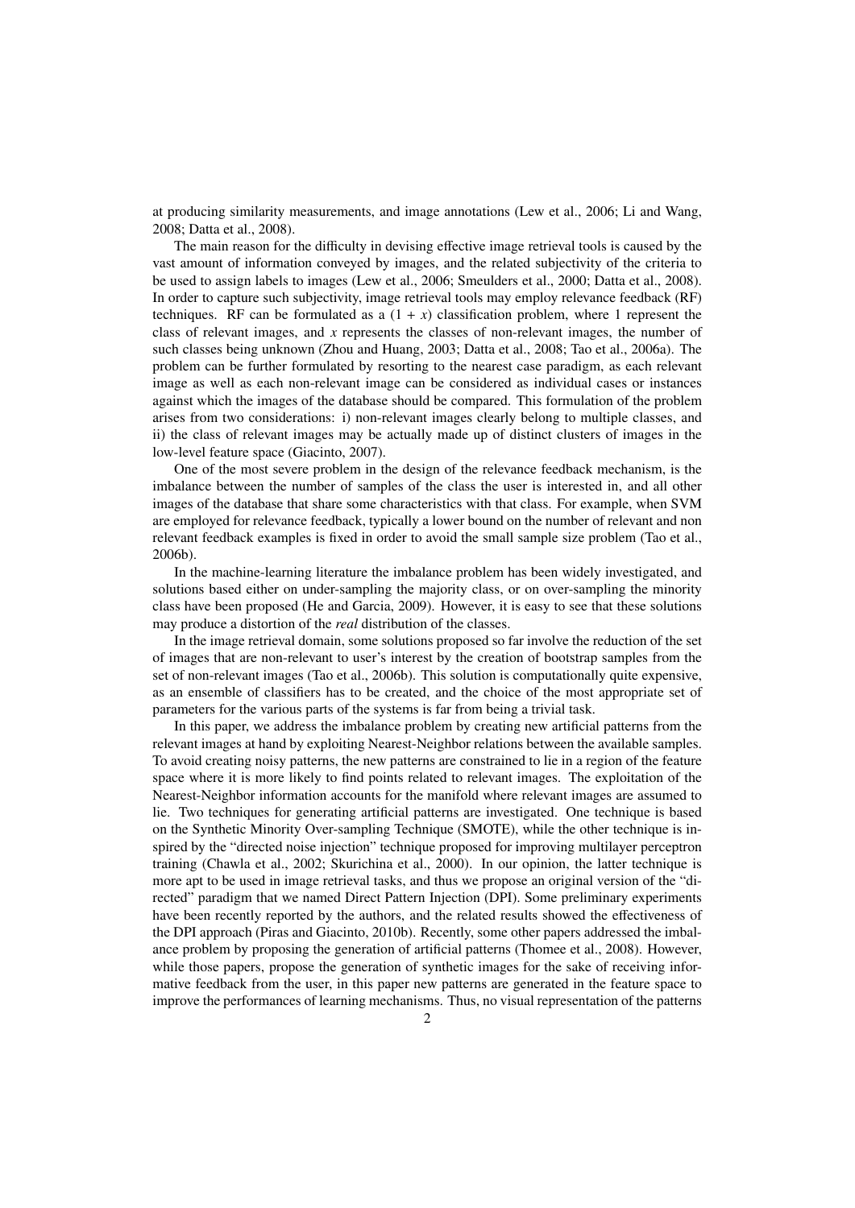at producing similarity measurements, and image annotations (Lew et al., 2006; Li and Wang, 2008; Datta et al., 2008).

The main reason for the difficulty in devising effective image retrieval tools is caused by the vast amount of information conveyed by images, and the related subjectivity of the criteria to be used to assign labels to images (Lew et al., 2006; Smeulders et al., 2000; Datta et al., 2008). In order to capture such subjectivity, image retrieval tools may employ relevance feedback (RF) techniques. RF can be formulated as a $(1 + x)$ classification problem, where 1 represent the class of relevant images, and $x$ represents the classes of non-relevant images, the number of such classes being unknown (Zhou and Huang, 2003; Datta et al., 2008; Tao et al., 2006a). The problem can be further formulated by resorting to the nearest case paradigm, as each relevant image as well as each non-relevant image can be considered as individual cases or instances against which the images of the database should be compared. This formulation of the problem arises from two considerations: i) non-relevant images clearly belong to multiple classes, and ii) the class of relevant images may be actually made up of distinct clusters of images in the low-level feature space (Giacinto, 2007).

One of the most severe problem in the design of the relevance feedback mechanism, is the imbalance between the number of samples of the class the user is interested in, and all other images of the database that share some characteristics with that class. For example, when SVM are employed for relevance feedback, typically a lower bound on the number of relevant and non relevant feedback examples is fixed in order to avoid the small sample size problem (Tao et al., 2006b).

In the machine-learning literature the imbalance problem has been widely investigated, and solutions based either on under-sampling the majority class, or on over-sampling the minority class have been proposed (He and Garcia, 2009). However, it is easy to see that these solutions may produce a distortion of the *real* distribution of the classes.

In the image retrieval domain, some solutions proposed so far involve the reduction of the set of images that are non-relevant to user's interest by the creation of bootstrap samples from the set of non-relevant images (Tao et al., 2006b). This solution is computationally quite expensive, as an ensemble of classifiers has to be created, and the choice of the most appropriate set of parameters for the various parts of the systems is far from being a trivial task.

In this paper, we address the imbalance problem by creating new artificial patterns from the relevant images at hand by exploiting Nearest-Neighbor relations between the available samples. To avoid creating noisy patterns, the new patterns are constrained to lie in a region of the feature space where it is more likely to find points related to relevant images. The exploitation of the Nearest-Neighbor information accounts for the manifold where relevant images are assumed to lie. Two techniques for generating artificial patterns are investigated. One technique is based on the Synthetic Minority Over-sampling Technique (SMOTE), while the other technique is inspired by the "directed noise injection" technique proposed for improving multilayer perceptron training (Chawla et al., 2002; Skurichina et al., 2000). In our opinion, the latter technique is more apt to be used in image retrieval tasks, and thus we propose an original version of the "directed" paradigm that we named Direct Pattern Injection (DPI). Some preliminary experiments have been recently reported by the authors, and the related results showed the effectiveness of the DPI approach (Piras and Giacinto, 2010b). Recently, some other papers addressed the imbalance problem by proposing the generation of artificial patterns (Thomee et al., 2008). However, while those papers, propose the generation of synthetic images for the sake of receiving informative feedback from the user, in this paper new patterns are generated in the feature space to improve the performances of learning mechanisms. Thus, no visual representation of the patterns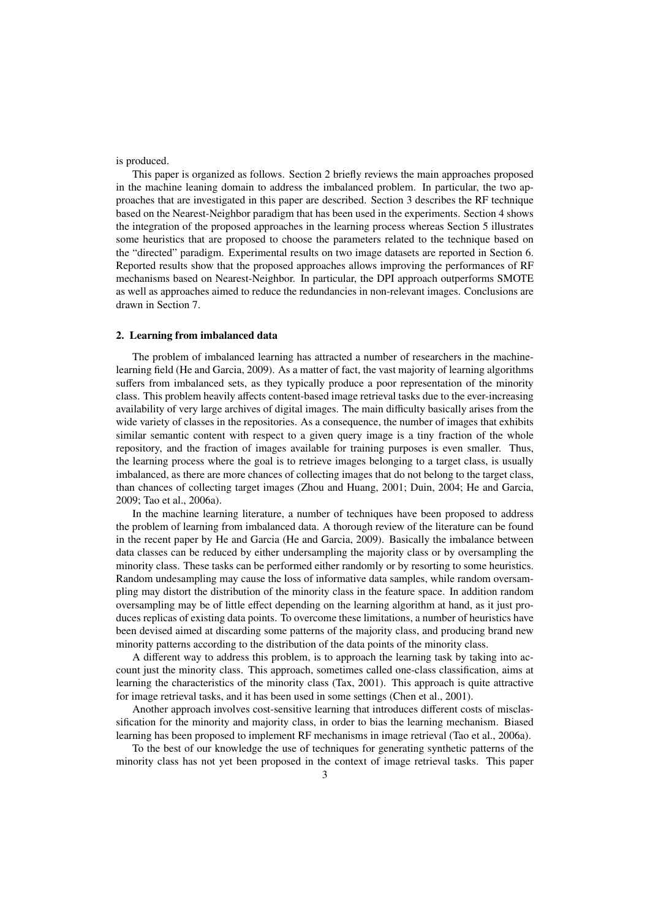is produced.

This paper is organized as follows. Section 2 briefly reviews the main approaches proposed in the machine leaning domain to address the imbalanced problem. In particular, the two approaches that are investigated in this paper are described. Section 3 describes the RF technique based on the Nearest-Neighbor paradigm that has been used in the experiments. Section 4 shows the integration of the proposed approaches in the learning process whereas Section 5 illustrates some heuristics that are proposed to choose the parameters related to the technique based on the "directed" paradigm. Experimental results on two image datasets are reported in Section 6. Reported results show that the proposed approaches allows improving the performances of RF mechanisms based on Nearest-Neighbor. In particular, the DPI approach outperforms SMOTE as well as approaches aimed to reduce the redundancies in non-relevant images. Conclusions are drawn in Section 7.

## 2. Learning from imbalanced data

The problem of imbalanced learning has attracted a number of researchers in the machine-learning field (He and Garcia, 2009). As a matter of fact, the vast majority of learning algorithms suffers from imbalanced sets, as they typically produce a poor representation of the minority class. This problem heavily affects content-based image retrieval tasks due to the ever-increasing availability of very large archives of digital images. The main difficulty basically arises from the wide variety of classes in the repositories. As a consequence, the number of images that exhibits similar semantic content with respect to a given query image is a tiny fraction of the whole repository, and the fraction of images available for training purposes is even smaller. Thus, the learning process where the goal is to retrieve images belonging to a target class, is usually imbalanced, as there are more chances of collecting images that do not belong to the target class, than chances of collecting target images (Zhou and Huang, 2001; Duin, 2004; He and Garcia, 2009; Tao et al., 2006a).

In the machine learning literature, a number of techniques have been proposed to address the problem of learning from imbalanced data. A thorough review of the literature can be found in the recent paper by He and Garcia (He and Garcia, 2009). Basically the imbalance between data classes can be reduced by either undersampling the majority class or by oversampling the minority class. These tasks can be performed either randomly or by resorting to some heuristics. Random undesampling may cause the loss of informative data samples, while random oversampling may distort the distribution of the minority class in the feature space. In addition random oversampling may be of little effect depending on the learning algorithm at hand, as it just produces replicas of existing data points. To overcome these limitations, a number of heuristics have been devised aimed at discarding some patterns of the majority class, and producing brand new minority patterns according to the distribution of the data points of the minority class.

A different way to address this problem, is to approach the learning task by taking into account just the minority class. This approach, sometimes called one-class classification, aims at learning the characteristics of the minority class (Tax, 2001). This approach is quite attractive for image retrieval tasks, and it has been used in some settings (Chen et al., 2001).

Another approach involves cost-sensitive learning that introduces different costs of misclassification for the minority and majority class, in order to bias the learning mechanism. Biased learning has been proposed to implement RF mechanisms in image retrieval (Tao et al., 2006a).

To the best of our knowledge the use of techniques for generating synthetic patterns of the minority class has not yet been proposed in the context of image retrieval tasks. This paper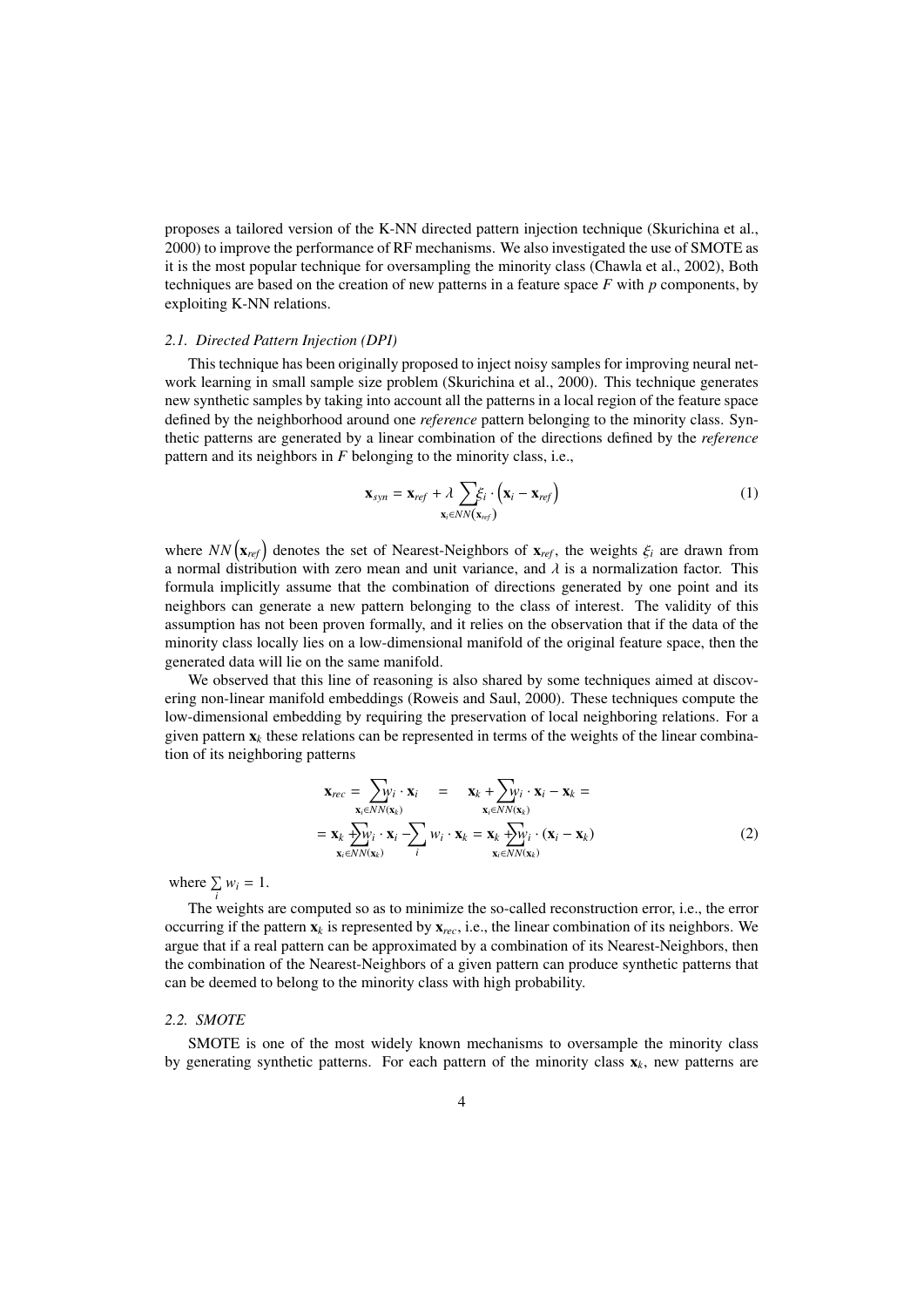proposes a tailored version of the K-NN directed pattern injection technique (Skurichina et al., 2000) to improve the performance of RF mechanisms. We also investigated the use of SMOTE as it is the most popular technique for oversampling the minority class (Chawla et al., 2002), Both techniques are based on the creation of new patterns in a feature space $F$ with $p$ components, by exploiting K-NN relations.

### *2.1. Directed Pattern Injection (DPI)*

This technique has been originally proposed to inject noisy samples for improving neural network learning in small sample size problem (Skurichina et al., 2000). This technique generates new synthetic samples by taking into account all the patterns in a local region of the feature space defined by the neighborhood around one *reference* pattern belonging to the minority class. Synthetic patterns are generated by a linear combination of the directions defined by the *reference* pattern and its neighbors in $F$ belonging to the minority class, i.e.,

$$\mathbf{x}_{syn} = \mathbf{x}_{ref} + \lambda \sum_{\mathbf{x}_i \in NN(\mathbf{x}_{ref})} \xi_i \cdot \left( \mathbf{x}_i - \mathbf{x}_{ref} \right) \tag{1}$$

where $NN\left(\mathbf{x}_{ref}\right)$ denotes the set of Nearest-Neighbors of $\mathbf{x}_{ref}$, the weights $\xi_i$ are drawn from a normal distribution with zero mean and unit variance, and $\lambda$ is a normalization factor. This formula implicitly assume that the combination of directions generated by one point and its neighbors can generate a new pattern belonging to the class of interest. The validity of this assumption has not been proven formally, and it relies on the observation that if the data of the minority class locally lies on a low-dimensional manifold of the original feature space, then the generated data will lie on the same manifold.

We observed that this line of reasoning is also shared by some techniques aimed at discovering non-linear manifold embeddings (Roweis and Saul, 2000). These techniques compute the low-dimensional embedding by requiring the preservation of local neighboring relations. For a given pattern $\mathbf{x}_k$ these relations can be represented in terms of the weights of the linear combination of its neighboring patterns

$$\begin{aligned} \mathbf{x}_{rec} = \sum_{\mathbf{x}_i \in NN(\mathbf{x}_k)} w_i \cdot \mathbf{x}_i \quad &= \quad \mathbf{x}_k + \sum_{\mathbf{x}_i \in NN(\mathbf{x}_k)} w_i \cdot \mathbf{x}_i - \mathbf{x}_k = \\ = \mathbf{x}_k + \sum_{\mathbf{x}_i \in NN(\mathbf{x}_k)} w_i \cdot \mathbf{x}_i - \sum_i w_i \cdot \mathbf{x}_k &= \mathbf{x}_k + \sum_{\mathbf{x}_i \in NN(\mathbf{x}_k)} w_i \cdot (\mathbf{x}_i - \mathbf{x}_k) \end{aligned} \tag{2}$$

where $\sum_i w_i = 1$.

The weights are computed so as to minimize the so-called reconstruction error, i.e., the error occurring if the pattern $\mathbf{x}_k$ is represented by $\mathbf{x}_{rec}$, i.e., the linear combination of its neighbors. We argue that if a real pattern can be approximated by a combination of its Nearest-Neighbors, then the combination of the Nearest-Neighbors of a given pattern can produce synthetic patterns that can be deemed to belong to the minority class with high probability.

### *2.2. SMOTE*

SMOTE is one of the most widely known mechanisms to oversample the minority class by generating synthetic patterns. For each pattern of the minority class $\mathbf{x}_k$, new patterns are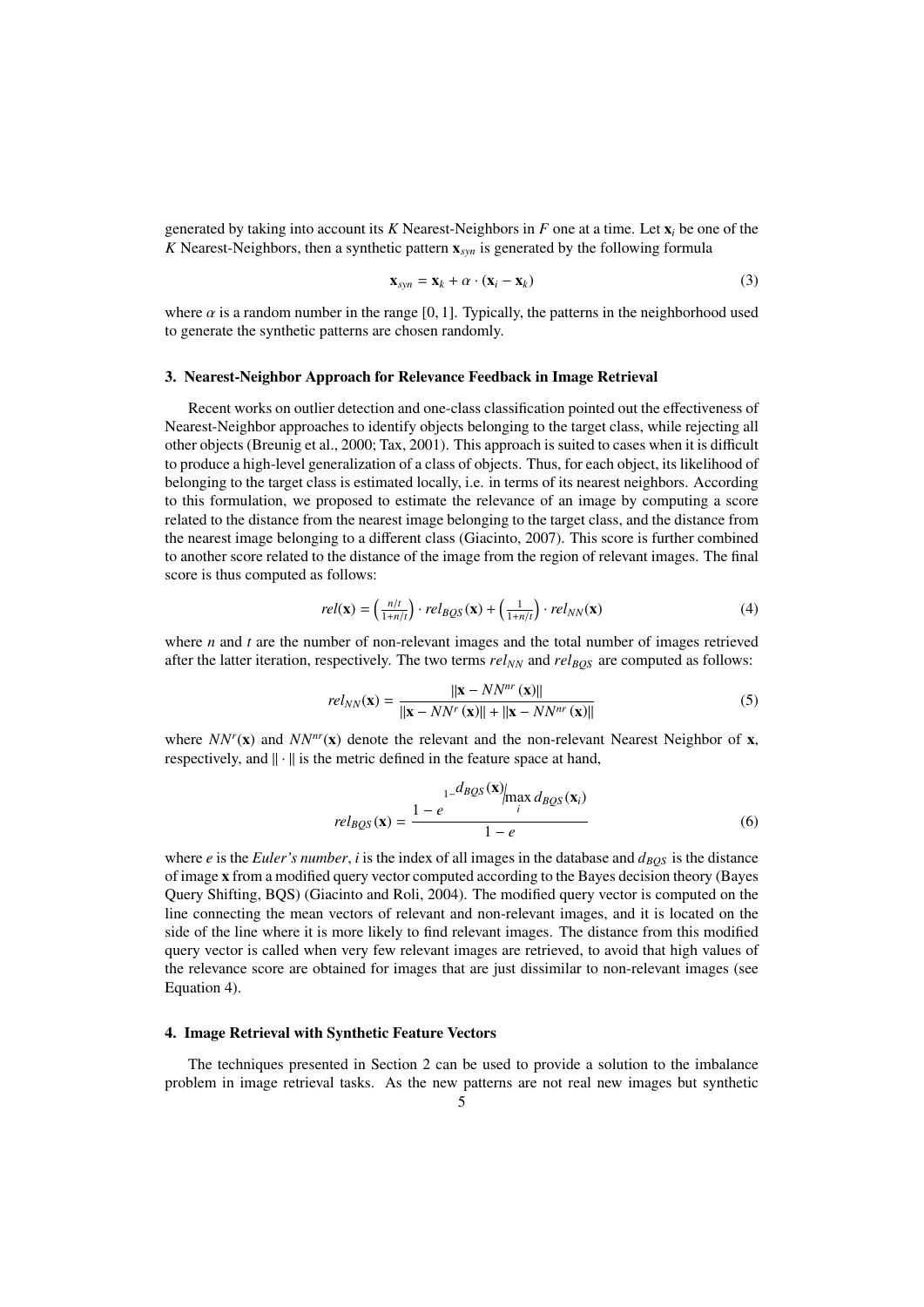generated by taking into account its $K$ Nearest-Neighbors in $F$ one at a time. Let $\mathbf{x}_i$ be one of the $K$ Nearest-Neighbors, then a synthetic pattern $\mathbf{x}_{syn}$ is generated by the following formula

$$\mathbf{x}_{syn} = \mathbf{x}_k + \alpha \cdot (\mathbf{x}_i - \mathbf{x}_k) \tag{3}$$

where $\alpha$ is a random number in the range $[0, 1]$. Typically, the patterns in the neighborhood used to generate the synthetic patterns are chosen randomly.

## 3. Nearest-Neighbor Approach for Relevance Feedback in Image Retrieval

Recent works on outlier detection and one-class classification pointed out the effectiveness of Nearest-Neighbor approaches to identify objects belonging to the target class, while rejecting all other objects (Breunig et al., 2000; Tax, 2001). This approach is suited to cases when it is difficult to produce a high-level generalization of a class of objects. Thus, for each object, its likelihood of belonging to the target class is estimated locally, i.e. in terms of its nearest neighbors. According to this formulation, we proposed to estimate the relevance of an image by computing a score related to the distance from the nearest image belonging to the target class, and the distance from the nearest image belonging to a different class (Giacinto, 2007). This score is further combined to another score related to the distance of the image from the region of relevant images. The final score is thus computed as follows:

$$rel(\mathbf{x}) = \left(\frac{n/t}{1+n/t}\right) \cdot rel_{BQS}(\mathbf{x}) + \left(\frac{1}{1+n/t}\right) \cdot rel_{NN}(\mathbf{x}) \tag{4}$$

where $n$ and $t$ are the number of non-relevant images and the total number of images retrieved after the latter iteration, respectively. The two terms $rel_{NN}$ and $rel_{BQS}$ are computed as follows:

$$rel_{NN}(\mathbf{x}) = \frac{\|\mathbf{x} - NN^{nr}(\mathbf{x})\|}{\|\mathbf{x} - NN^{r}(\mathbf{x})\| + \|\mathbf{x} - NN^{nr}(\mathbf{x})\|} \tag{5}$$

where $NN^r(\mathbf{x})$ and $NN^{nr}(\mathbf{x})$ denote the relevant and the non-relevant Nearest Neighbor of $\mathbf{x}$, respectively, and $\|\cdot\|$ is the metric defined in the feature space at hand,

$$rel_{BQS}(\mathbf{x}) = \frac{1 - e^{1 - d_{BQS}(\mathbf{x}) / \max_i d_{BQS}(\mathbf{x}_i)}}{1 - e} \tag{6}$$

where $e$ is the *Euler's number*, $i$ is the index of all images in the database and $d_{BQS}$ is the distance of image $\mathbf{x}$ from a modified query vector computed according to the Bayes decision theory (Bayes Query Shifting, BQS) (Giacinto and Roli, 2004). The modified query vector is computed on the line connecting the mean vectors of relevant and non-relevant images, and it is located on the side of the line where it is more likely to find relevant images. The distance from this modified query vector is called when very few relevant images are retrieved, to avoid that high values of the relevance score are obtained for images that are just dissimilar to non-relevant images (see Equation 4).

## 4. Image Retrieval with Synthetic Feature Vectors

The techniques presented in Section 2 can be used to provide a solution to the imbalance problem in image retrieval tasks. As the new patterns are not real new images but synthetic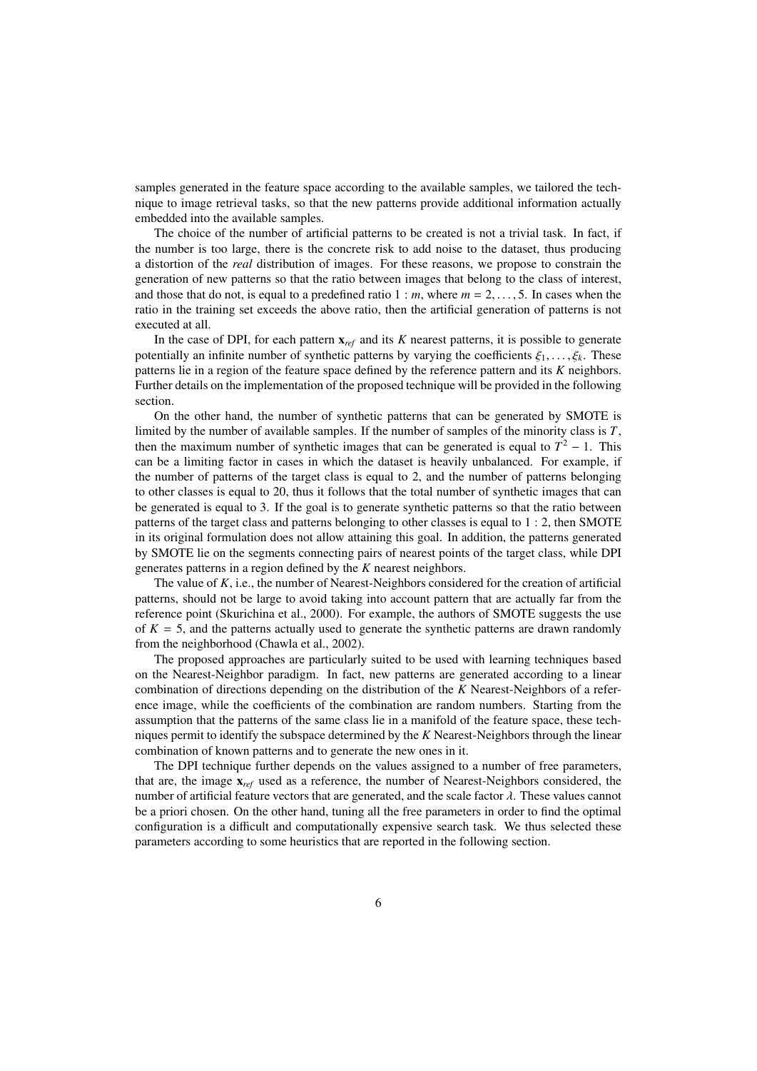samples generated in the feature space according to the available samples, we tailored the technique to image retrieval tasks, so that the new patterns provide additional information actually embedded into the available samples.

The choice of the number of artificial patterns to be created is not a trivial task. In fact, if the number is too large, there is the concrete risk to add noise to the dataset, thus producing a distortion of the *real* distribution of images. For these reasons, we propose to constrain the generation of new patterns so that the ratio between images that belong to the class of interest, and those that do not, is equal to a predefined ratio $1 : m$, where $m = 2, \ldots, 5$. In cases when the ratio in the training set exceeds the above ratio, then the artificial generation of patterns is not executed at all.

In the case of DPI, for each pattern $\mathbf{x}_{ref}$ and its $K$ nearest patterns, it is possible to generate potentially an infinite number of synthetic patterns by varying the coefficients $\xi_1, \ldots, \xi_k$. These patterns lie in a region of the feature space defined by the reference pattern and its $K$ neighbors. Further details on the implementation of the proposed technique will be provided in the following section.

On the other hand, the number of synthetic patterns that can be generated by SMOTE is limited by the number of available samples. If the number of samples of the minority class is $T$, then the maximum number of synthetic images that can be generated is equal to $T^2 - 1$. This can be a limiting factor in cases in which the dataset is heavily unbalanced. For example, if the number of patterns of the target class is equal to 2, and the number of patterns belonging to other classes is equal to 20, thus it follows that the total number of synthetic images that can be generated is equal to 3. If the goal is to generate synthetic patterns so that the ratio between patterns of the target class and patterns belonging to other classes is equal to $1 : 2$, then SMOTE in its original formulation does not allow attaining this goal. In addition, the patterns generated by SMOTE lie on the segments connecting pairs of nearest points of the target class, while DPI generates patterns in a region defined by the $K$ nearest neighbors.

The value of $K$, i.e., the number of Nearest-Neighbors considered for the creation of artificial patterns, should not be large to avoid taking into account pattern that are actually far from the reference point (Skurichina et al., 2000). For example, the authors of SMOTE suggests the use of $K = 5$, and the patterns actually used to generate the synthetic patterns are drawn randomly from the neighborhood (Chawla et al., 2002).

The proposed approaches are particularly suited to be used with learning techniques based on the Nearest-Neighbor paradigm. In fact, new patterns are generated according to a linear combination of directions depending on the distribution of the $K$ Nearest-Neighbors of a reference image, while the coefficients of the combination are random numbers. Starting from the assumption that the patterns of the same class lie in a manifold of the feature space, these techniques permit to identify the subspace determined by the $K$ Nearest-Neighbors through the linear combination of known patterns and to generate the new ones in it.

The DPI technique further depends on the values assigned to a number of free parameters, that are, the image $\mathbf{x}_{ref}$ used as a reference, the number of Nearest-Neighbors considered, the number of artificial feature vectors that are generated, and the scale factor $\lambda$. These values cannot be a priori chosen. On the other hand, tuning all the free parameters in order to find the optimal configuration is a difficult and computationally expensive search task. We thus selected these parameters according to some heuristics that are reported in the following section.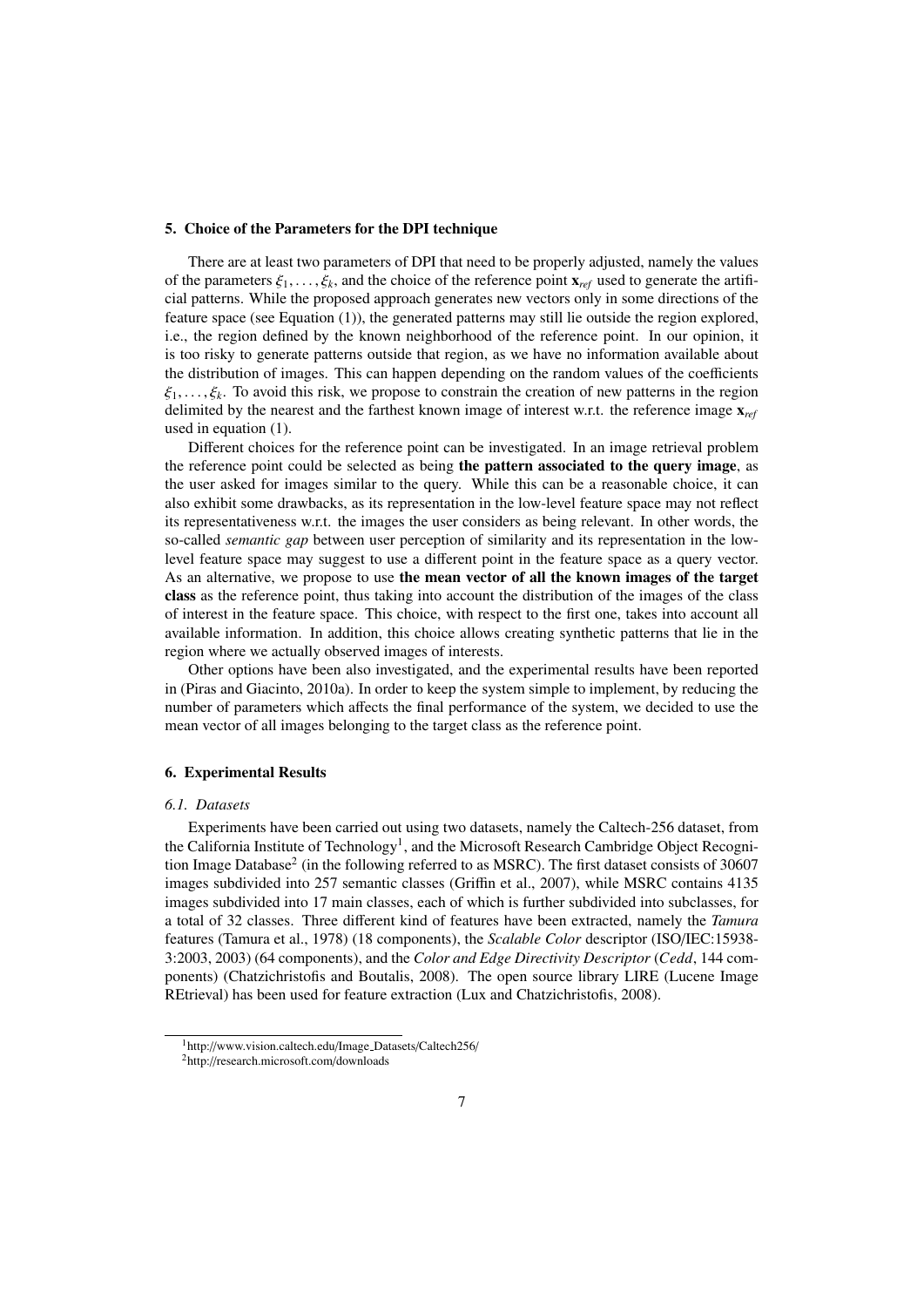## 5. Choice of the Parameters for the DPI technique

There are at least two parameters of DPI that need to be properly adjusted, namely the values of the parameters $\xi_1, \ldots, \xi_k$, and the choice of the reference point $\mathbf{x}_{ref}$ used to generate the artificial patterns. While the proposed approach generates new vectors only in some directions of the feature space (see Equation (1)), the generated patterns may still lie outside the region explored, i.e., the region defined by the known neighborhood of the reference point. In our opinion, it is too risky to generate patterns outside that region, as we have no information available about the distribution of images. This can happen depending on the random values of the coefficients $\xi_1, \ldots, \xi_k$. To avoid this risk, we propose to constrain the creation of new patterns in the region delimited by the nearest and the farthest known image of interest w.r.t. the reference image $\mathbf{x}_{ref}$ used in equation (1).

Different choices for the reference point can be investigated. In an image retrieval problem the reference point could be selected as being **the pattern associated to the query image**, as the user asked for images similar to the query. While this can be a reasonable choice, it can also exhibit some drawbacks, as its representation in the low-level feature space may not reflect its representativeness w.r.t. the images the user considers as being relevant. In other words, the so-called *semantic gap* between user perception of similarity and its representation in the low-level feature space may suggest to use a different point in the feature space as a query vector. As an alternative, we propose to use **the mean vector of all the known images of the target class** as the reference point, thus taking into account the distribution of the images of the class of interest in the feature space. This choice, with respect to the first one, takes into account all available information. In addition, this choice allows creating synthetic patterns that lie in the region where we actually observed images of interests.

Other options have been also investigated, and the experimental results have been reported in (Piras and Giacinto, 2010a). In order to keep the system simple to implement, by reducing the number of parameters which affects the final performance of the system, we decided to use the mean vector of all images belonging to the target class as the reference point.

## 6. Experimental Results

### *6.1. Datasets*

Experiments have been carried out using two datasets, namely the Caltech-256 dataset, from the California Institute of Technology[1], and the Microsoft Research Cambridge Object Recognition Image Database[2] (in the following referred to as MSRC). The first dataset consists of 30607 images subdivided into 257 semantic classes (Griffin et al., 2007), while MSRC contains 4135 images subdivided into 17 main classes, each of which is further subdivided into subclasses, for a total of 32 classes. Three different kind of features have been extracted, namely the *Tamura* features (Tamura et al., 1978) (18 components), the *Scalable Color* descriptor (ISO/IEC:15938-3:2003, 2003) (64 components), and the *Color and Edge Directivity Descriptor* (*Cedd*, 144 components) (Chatzichristofis and Boutalis, 2008). The open source library LIRE (Lucene Image REtrieval) has been used for feature extraction (Lux and Chatzichristofis, 2008).

[1] http://www.vision.caltech.edu/Image_Datasets/Caltech256/

[2] http://research.microsoft.com/downloads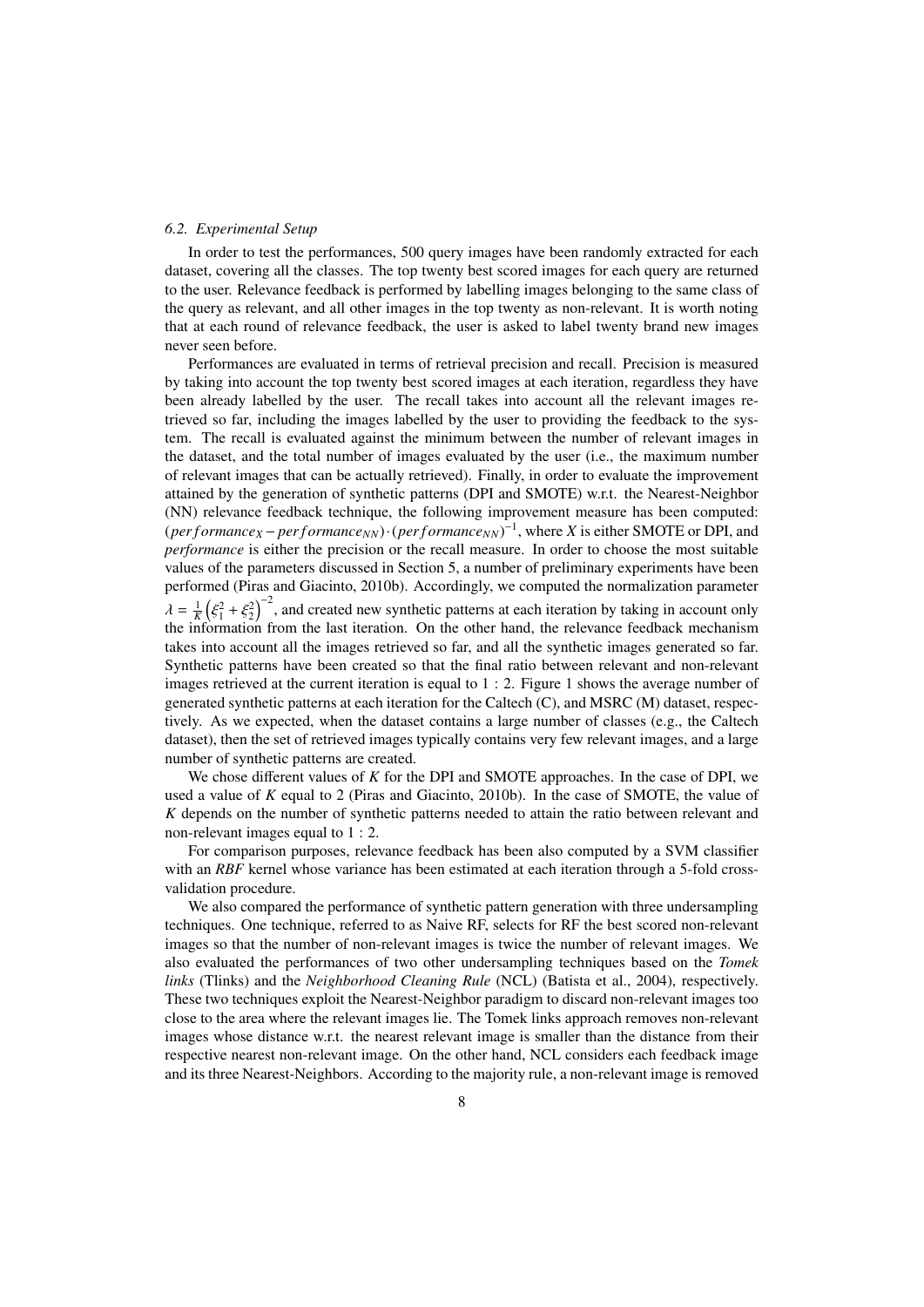### *6.2. Experimental Setup*

In order to test the performances, 500 query images have been randomly extracted for each dataset, covering all the classes. The top twenty best scored images for each query are returned to the user. Relevance feedback is performed by labelling images belonging to the same class of the query as relevant, and all other images in the top twenty as non-relevant. It is worth noting that at each round of relevance feedback, the user is asked to label twenty brand new images never seen before.

Performances are evaluated in terms of retrieval precision and recall. Precision is measured by taking into account the top twenty best scored images at each iteration, regardless they have been already labelled by the user. The recall takes into account all the relevant images retrieved so far, including the images labelled by the user to providing the feedback to the system. The recall is evaluated against the minimum between the number of relevant images in the dataset, and the total number of images evaluated by the user (i.e., the maximum number of relevant images that can be actually retrieved). Finally, in order to evaluate the improvement attained by the generation of synthetic patterns (DPI and SMOTE) w.r.t. the Nearest-Neighbor (NN) relevance feedback technique, the following improvement measure has been computed: $(performance_X - performance_{NN}) \cdot (performance_{NN})^{-1}$, where $X$ is either SMOTE or DPI, and *performance* is either the precision or the recall measure. In order to choose the most suitable values of the parameters discussed in Section 5, a number of preliminary experiments have been performed (Piras and Giacinto, 2010b). Accordingly, we computed the normalization parameter $\lambda = \frac{1}{K}\left(\xi_1^2 + \xi_2^2\right)^{-2}$, and created new synthetic patterns at each iteration by taking in account only the information from the last iteration. On the other hand, the relevance feedback mechanism takes into account all the images retrieved so far, and all the synthetic images generated so far. Synthetic patterns have been created so that the final ratio between relevant and non-relevant images retrieved at the current iteration is equal to 1 : 2. Figure 1 shows the average number of generated synthetic patterns at each iteration for the Caltech (C), and MSRC (M) dataset, respectively. As we expected, when the dataset contains a large number of classes (e.g., the Caltech dataset), then the set of retrieved images typically contains very few relevant images, and a large number of synthetic patterns are created.

We chose different values of $K$ for the DPI and SMOTE approaches. In the case of DPI, we used a value of $K$ equal to 2 (Piras and Giacinto, 2010b). In the case of SMOTE, the value of $K$ depends on the number of synthetic patterns needed to attain the ratio between relevant and non-relevant images equal to 1 : 2.

For comparison purposes, relevance feedback has been also computed by a SVM classifier with an *RBF* kernel whose variance has been estimated at each iteration through a 5-fold cross-validation procedure.

We also compared the performance of synthetic pattern generation with three undersampling techniques. One technique, referred to as Naive RF, selects for RF the best scored non-relevant images so that the number of non-relevant images is twice the number of relevant images. We also evaluated the performances of two other undersampling techniques based on the *Tomek links* (Tlinks) and the *Neighborhood Cleaning Rule* (NCL) (Batista et al., 2004), respectively. These two techniques exploit the Nearest-Neighbor paradigm to discard non-relevant images too close to the area where the relevant images lie. The Tomek links approach removes non-relevant images whose distance w.r.t. the nearest relevant image is smaller than the distance from their respective nearest non-relevant image. On the other hand, NCL considers each feedback image and its three Nearest-Neighbors. According to the majority rule, a non-relevant image is removed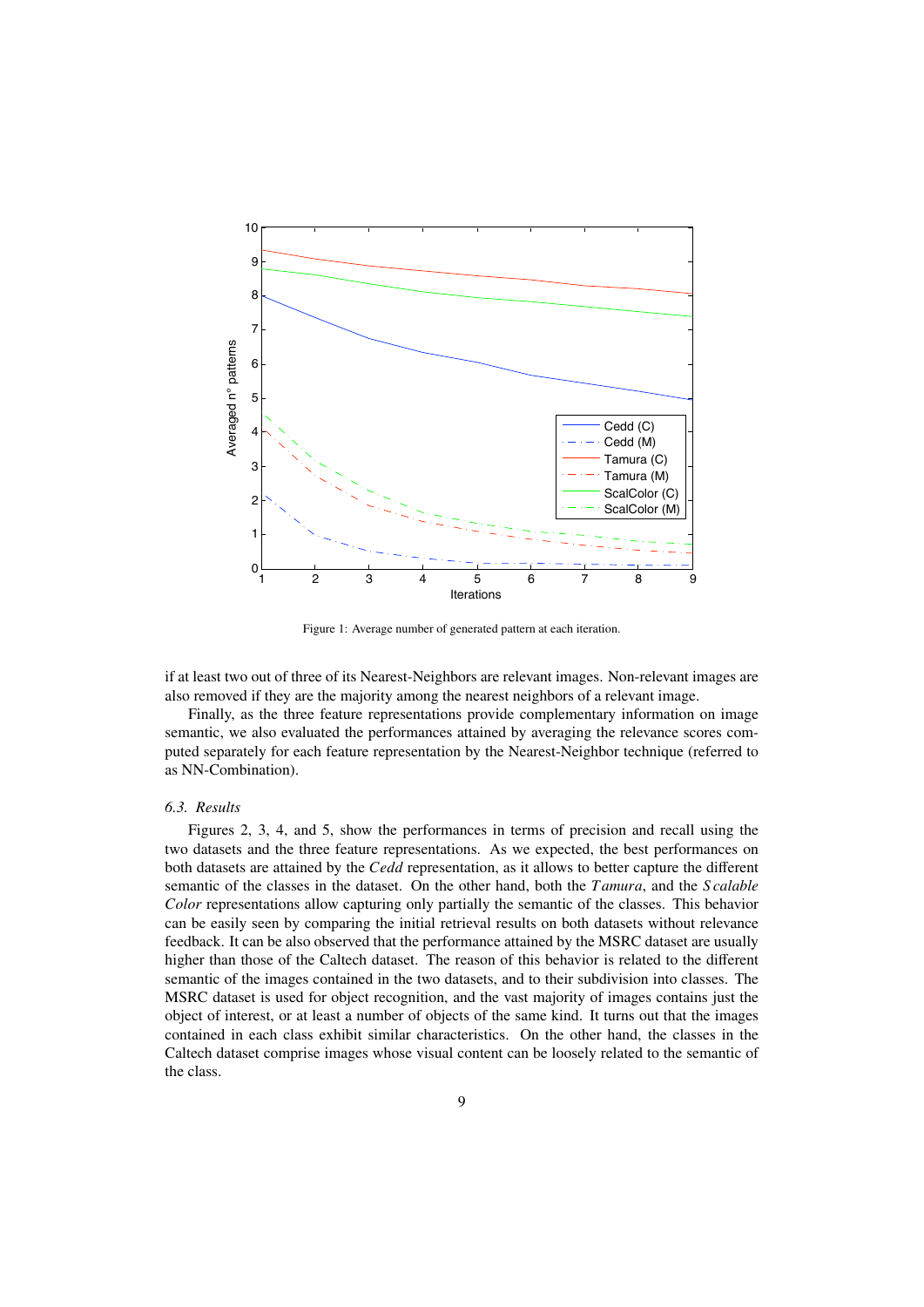Figure 1: Average number of generated pattern at each iteration.

if at least two out of three of its Nearest-Neighbors are relevant images. Non-relevant images are also removed if they are the majority among the nearest neighbors of a relevant image.

Finally, as the three feature representations provide complementary information on image semantic, we also evaluated the performances attained by averaging the relevance scores computed separately for each feature representation by the Nearest-Neighbor technique (referred to as NN-Combination).

### 6.3. Results

Figures 2, 3, 4, and 5, show the performances in terms of precision and recall using the two datasets and the three feature representations. As we expected, the best performances on both datasets are attained by the *Cedd* representation, as it allows to better capture the different semantic of the classes in the dataset. On the other hand, both the *Tamura*, and the *Scalable Color* representations allow capturing only partially the semantic of the classes. This behavior can be easily seen by comparing the initial retrieval results on both datasets without relevance feedback. It can be also observed that the performance attained by the MSRC dataset are usually higher than those of the Caltech dataset. The reason of this behavior is related to the different semantic of the images contained in the two datasets, and to their subdivision into classes. The MSRC dataset is used for object recognition, and the vast majority of images contains just the object of interest, or at least a number of objects of the same kind. It turns out that the images contained in each class exhibit similar characteristics. On the other hand, the classes in the Caltech dataset comprise images whose visual content can be loosely related to the semantic of the class.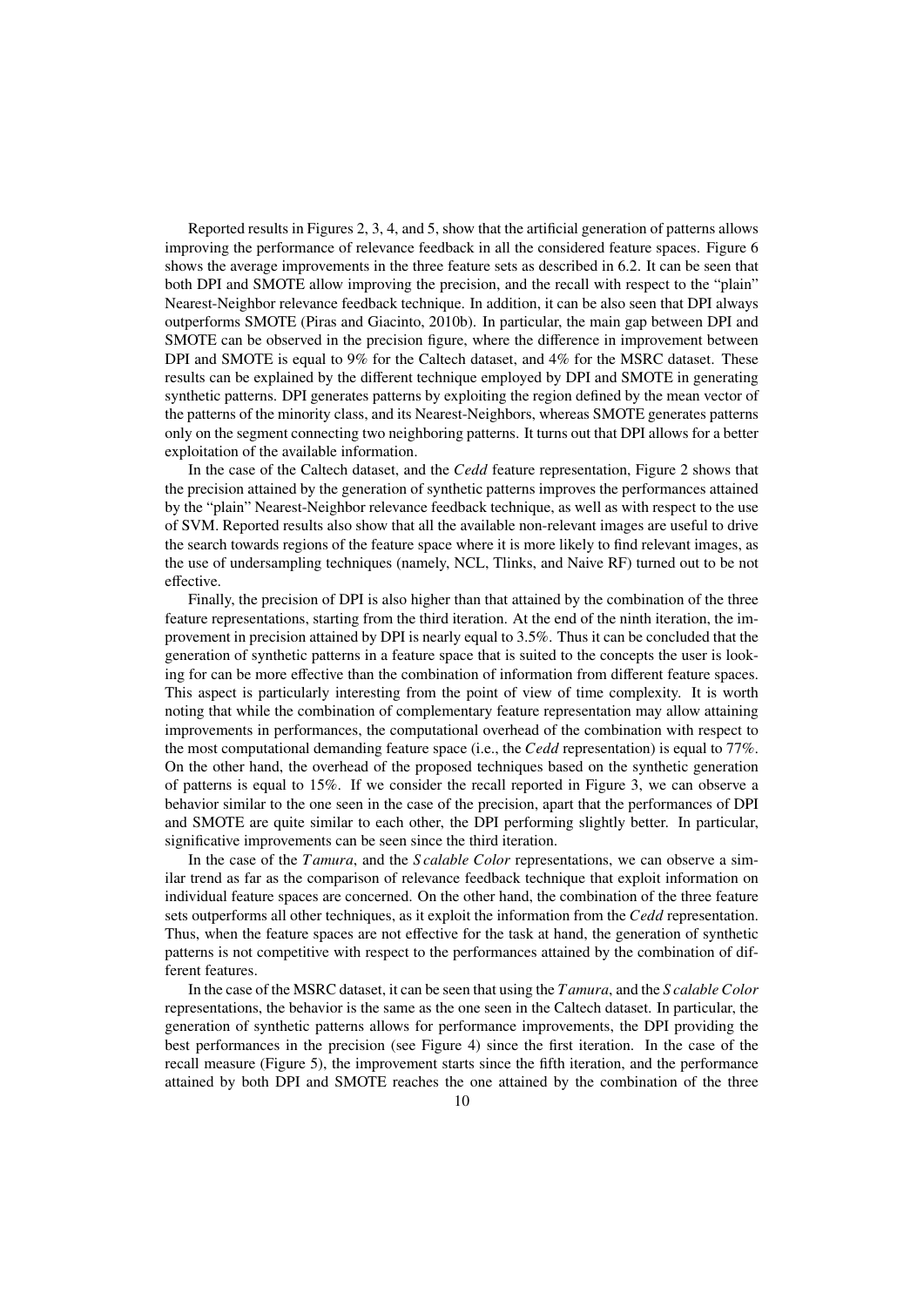Reported results in Figures 2, 3, 4, and 5, show that the artificial generation of patterns allows improving the performance of relevance feedback in all the considered feature spaces. Figure 6 shows the average improvements in the three feature sets as described in 6.2. It can be seen that both DPI and SMOTE allow improving the precision, and the recall with respect to the "plain" Nearest-Neighbor relevance feedback technique. In addition, it can be also seen that DPI always outperforms SMOTE (Piras and Giacinto, 2010b). In particular, the main gap between DPI and SMOTE can be observed in the precision figure, where the difference in improvement between DPI and SMOTE is equal to 9% for the Caltech dataset, and 4% for the MSRC dataset. These results can be explained by the different technique employed by DPI and SMOTE in generating synthetic patterns. DPI generates patterns by exploiting the region defined by the mean vector of the patterns of the minority class, and its Nearest-Neighbors, whereas SMOTE generates patterns only on the segment connecting two neighboring patterns. It turns out that DPI allows for a better exploitation of the available information.

In the case of the Caltech dataset, and the *Cedd* feature representation, Figure 2 shows that the precision attained by the generation of synthetic patterns improves the performances attained by the "plain" Nearest-Neighbor relevance feedback technique, as well as with respect to the use of SVM. Reported results also show that all the available non-relevant images are useful to drive the search towards regions of the feature space where it is more likely to find relevant images, as the use of undersampling techniques (namely, NCL, Tlinks, and Naive RF) turned out to be not effective.

Finally, the precision of DPI is also higher than that attained by the combination of the three feature representations, starting from the third iteration. At the end of the ninth iteration, the improvement in precision attained by DPI is nearly equal to 3.5%. Thus it can be concluded that the generation of synthetic patterns in a feature space that is suited to the concepts the user is looking for can be more effective than the combination of information from different feature spaces. This aspect is particularly interesting from the point of view of time complexity. It is worth noting that while the combination of complementary feature representation may allow attaining improvements in performances, the computational overhead of the combination with respect to the most computational demanding feature space (i.e., the *Cedd* representation) is equal to 77%. On the other hand, the overhead of the proposed techniques based on the synthetic generation of patterns is equal to 15%. If we consider the recall reported in Figure 3, we can observe a behavior similar to the one seen in the case of the precision, apart that the performances of DPI and SMOTE are quite similar to each other, the DPI performing slightly better. In particular, significative improvements can be seen since the third iteration.

In the case of the *Tamura*, and the *Scalable Color* representations, we can observe a similar trend as far as the comparison of relevance feedback technique that exploit information on individual feature spaces are concerned. On the other hand, the combination of the three feature sets outperforms all other techniques, as it exploit the information from the *Cedd* representation. Thus, when the feature spaces are not effective for the task at hand, the generation of synthetic patterns is not competitive with respect to the performances attained by the combination of different features.

In the case of the MSRC dataset, it can be seen that using the *Tamura*, and the *Scalable Color* representations, the behavior is the same as the one seen in the Caltech dataset. In particular, the generation of synthetic patterns allows for performance improvements, the DPI providing the best performances in the precision (see Figure 4) since the first iteration. In the case of the recall measure (Figure 5), the improvement starts since the fifth iteration, and the performance attained by both DPI and SMOTE reaches the one attained by the combination of the three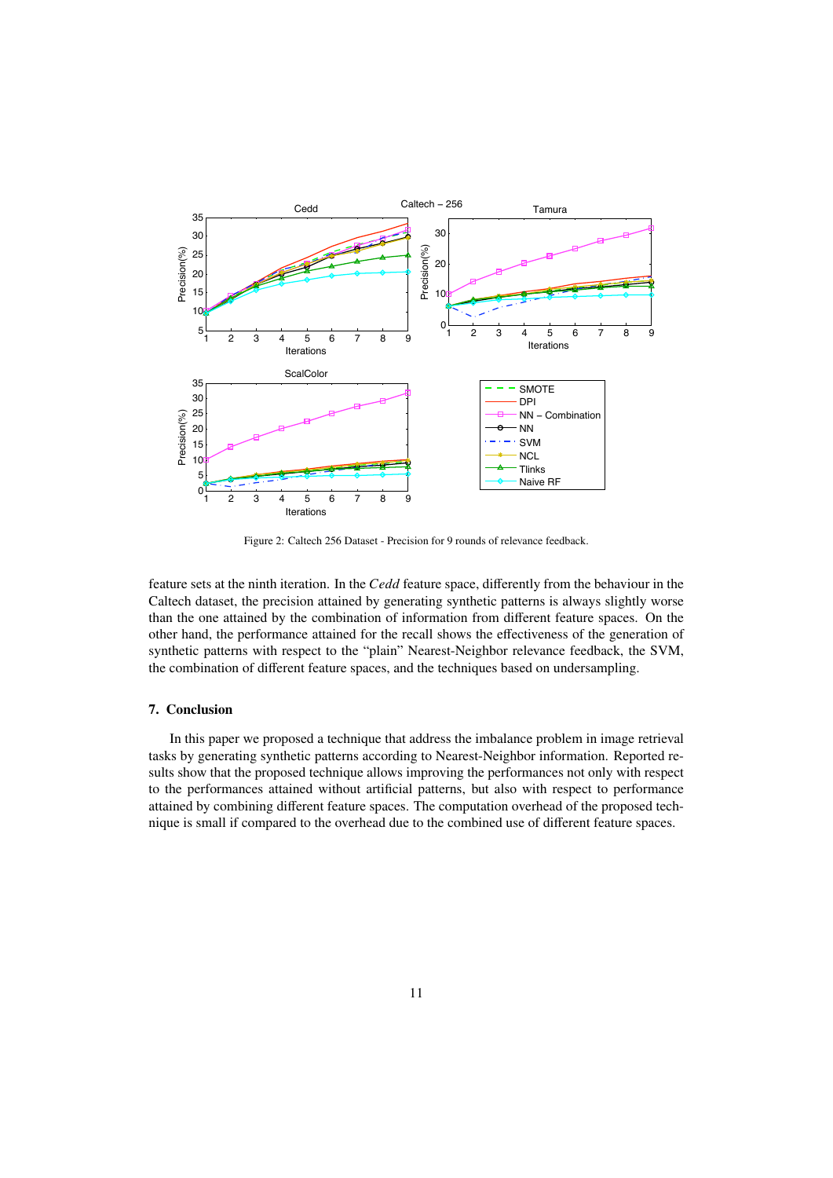Figure 2: Caltech 256 Dataset - Precision for 9 rounds of relevance feedback.

feature sets at the ninth iteration. In the *Cedd* feature space, differently from the behaviour in the Caltech dataset, the precision attained by generating synthetic patterns is always slightly worse than the one attained by the combination of information from different feature spaces. On the other hand, the performance attained for the recall shows the effectiveness of the generation of synthetic patterns with respect to the "plain" Nearest-Neighbor relevance feedback, the SVM, the combination of different feature spaces, and the techniques based on undersampling.

## 7. Conclusion

In this paper we proposed a technique that address the imbalance problem in image retrieval tasks by generating synthetic patterns according to Nearest-Neighbor information. Reported results show that the proposed technique allows improving the performances not only with respect to the performances attained without artificial patterns, but also with respect to performance attained by combining different feature spaces. The computation overhead of the proposed technique is small if compared to the overhead due to the combined use of different feature spaces.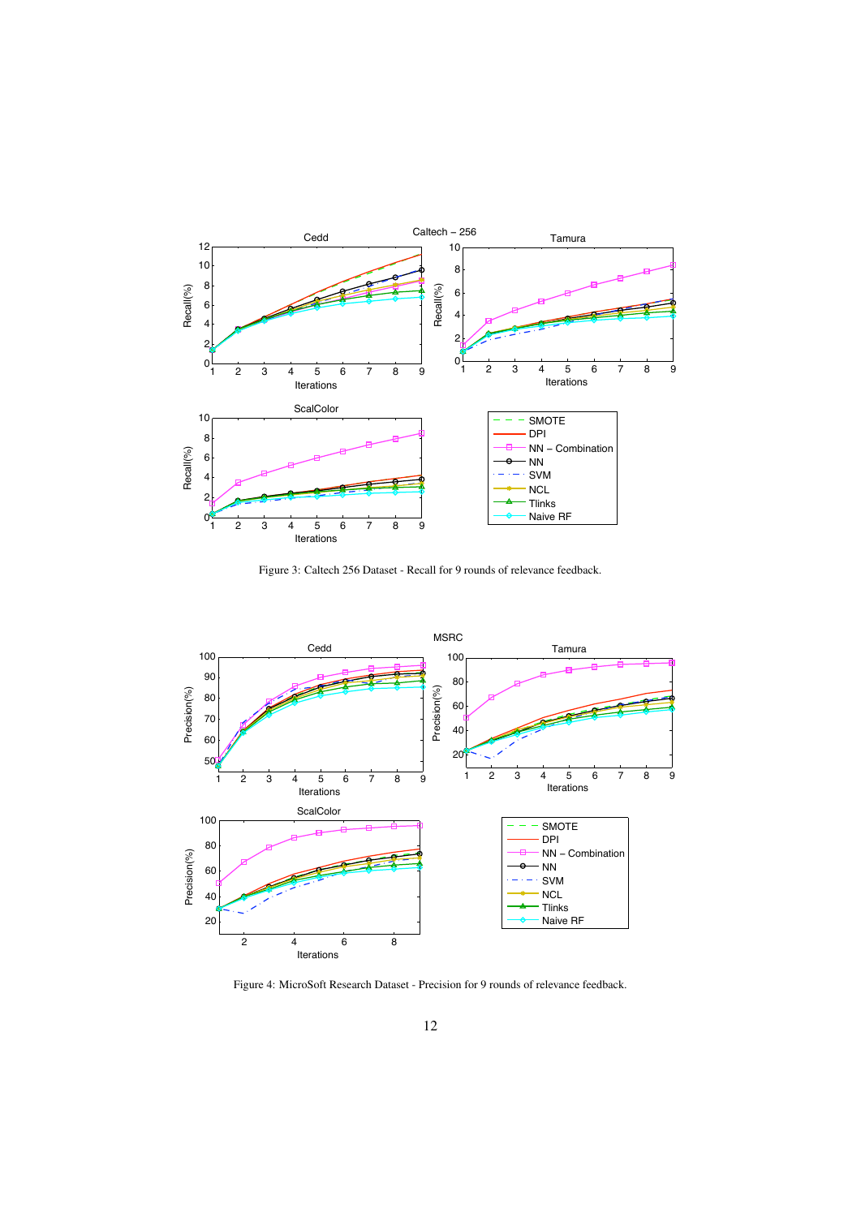Figure 3: Caltech 256 Dataset - Recall for 9 rounds of relevance feedback.

Figure 4: MicroSoft Research Dataset - Precision for 9 rounds of relevance feedback.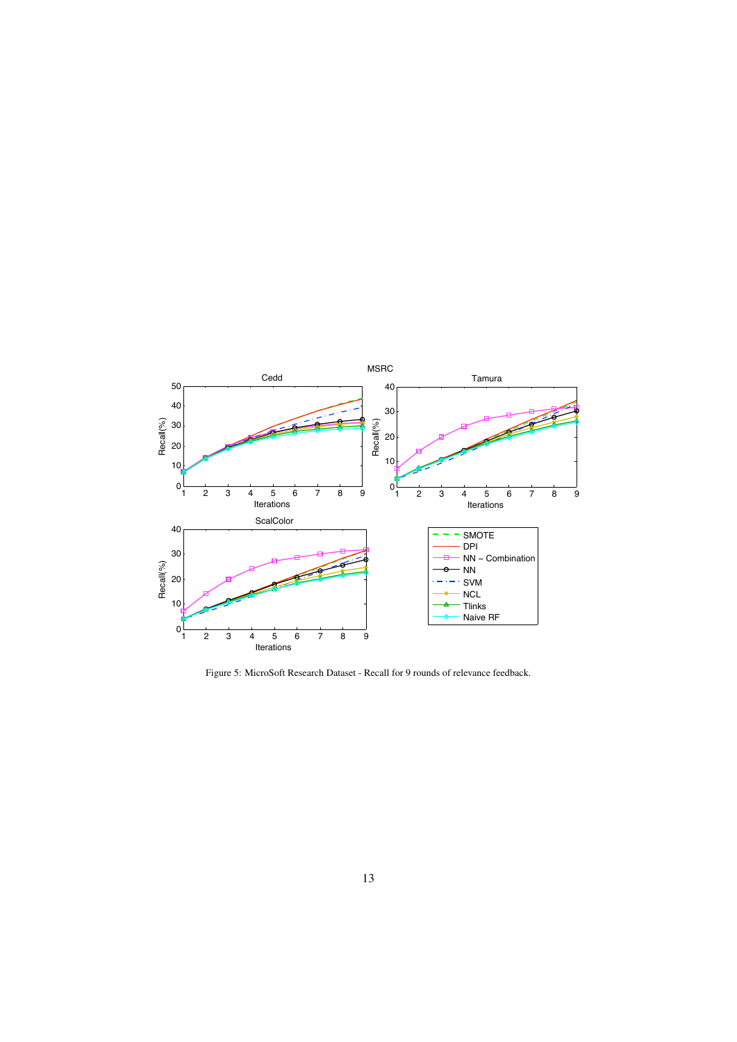Figure 5: MicroSoft Research Dataset - Recall for 9 rounds of relevance feedback.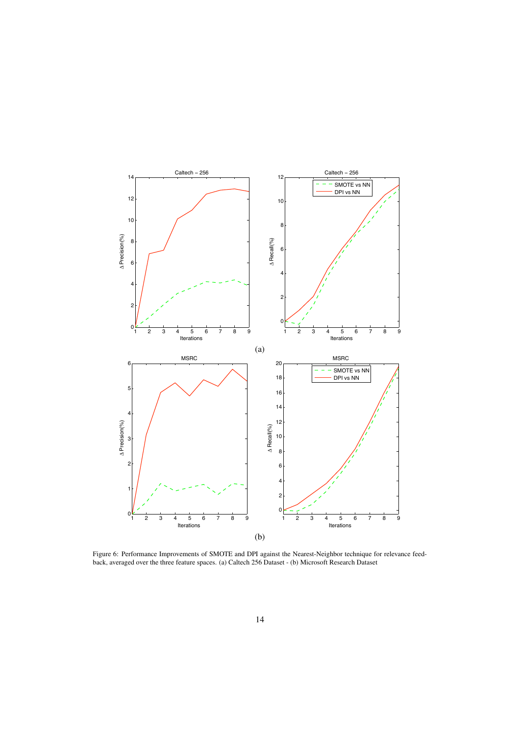(a)

(b)

Figure 6: Performance Improvements of SMOTE and DPI against the Nearest-Neighbor technique for relevance feedback, averaged over the three feature spaces. (a) Caltech 256 Dataset - (b) Microsoft Research Dataset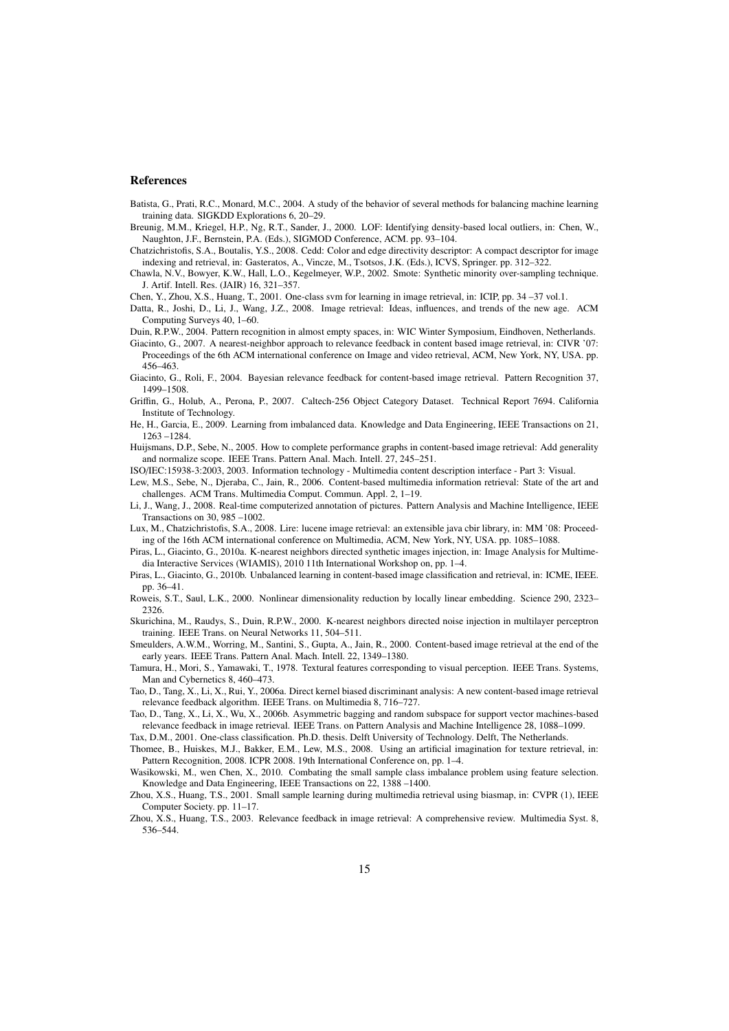## References

Batista, G., Prati, R.C., Monard, M.C., 2004. A study of the behavior of several methods for balancing machine learning training data. SIGKDD Explorations 6, 20–29.

Breunig, M.M., Kriegel, H.P., Ng, R.T., Sander, J., 2000. LOF: Identifying density-based local outliers, in: Chen, W., Naughton, J.F., Bernstein, P.A. (Eds.), SIGMOD Conference, ACM. pp. 93–104.

Chatzichristofis, S.A., Boutalis, Y.S., 2008. Cedd: Color and edge directivity descriptor: A compact descriptor for image indexing and retrieval, in: Gasteratos, A., Vincze, M., Tsotsos, J.K. (Eds.), ICVS, Springer. pp. 312–322.

Chawla, N.V., Bowyer, K.W., Hall, L.O., Kegelmeyer, W.P., 2002. Smote: Synthetic minority over-sampling technique. J. Artif. Intell. Res. (JAIR) 16, 321–357.

Chen, Y., Zhou, X.S., Huang, T., 2001. One-class svm for learning in image retrieval, in: ICIP, pp. 34 –37 vol.1.

Datta, R., Joshi, D., Li, J., Wang, J.Z., 2008. Image retrieval: Ideas, influences, and trends of the new age. ACM Computing Surveys 40, 1–60.

Duin, R.P.W., 2004. Pattern recognition in almost empty spaces, in: WIC Winter Symposium, Eindhoven, Netherlands.

Giacinto, G., 2007. A nearest-neighbor approach to relevance feedback in content based image retrieval, in: CIVR '07: Proceedings of the 6th ACM international conference on Image and video retrieval, ACM, New York, NY, USA. pp. 456–463.

Giacinto, G., Roli, F., 2004. Bayesian relevance feedback for content-based image retrieval. Pattern Recognition 37, 1499–1508.

Griffin, G., Holub, A., Perona, P., 2007. Caltech-256 Object Category Dataset. Technical Report 7694. California Institute of Technology.

He, H., Garcia, E., 2009. Learning from imbalanced data. Knowledge and Data Engineering, IEEE Transactions on 21, 1263 –1284.

Huijsmans, D.P., Sebe, N., 2005. How to complete performance graphs in content-based image retrieval: Add generality and normalize scope. IEEE Trans. Pattern Anal. Mach. Intell. 27, 245–251.

ISO/IEC:15938-3:2003, 2003. Information technology - Multimedia content description interface - Part 3: Visual.

Lew, M.S., Sebe, N., Djeraba, C., Jain, R., 2006. Content-based multimedia information retrieval: State of the art and challenges. ACM Trans. Multimedia Comput. Commun. Appl. 2, 1–19.

Li, J., Wang, J., 2008. Real-time computerized annotation of pictures. Pattern Analysis and Machine Intelligence, IEEE Transactions on 30, 985 –1002.

Lux, M., Chatzichristofis, S.A., 2008. Lire: lucene image retrieval: an extensible java cbir library, in: MM '08: Proceeding of the 16th ACM international conference on Multimedia, ACM, New York, NY, USA. pp. 1085–1088.

Piras, L., Giacinto, G., 2010a. K-nearest neighbors directed synthetic images injection, in: Image Analysis for Multimedia Interactive Services (WIAMIS), 2010 11th International Workshop on, pp. 1–4.

Piras, L., Giacinto, G., 2010b. Unbalanced learning in content-based image classification and retrieval, in: ICME, IEEE. pp. 36–41.

Roweis, S.T., Saul, L.K., 2000. Nonlinear dimensionality reduction by locally linear embedding. Science 290, 2323–2326.

Skurichina, M., Raudys, S., Duin, R.P.W., 2000. K-nearest neighbors directed noise injection in multilayer perceptron training. IEEE Trans. on Neural Networks 11, 504–511.

Smeulders, A.W.M., Worring, M., Santini, S., Gupta, A., Jain, R., 2000. Content-based image retrieval at the end of the early years. IEEE Trans. Pattern Anal. Mach. Intell. 22, 1349–1380.

Tamura, H., Mori, S., Yamawaki, T., 1978. Textural features corresponding to visual perception. IEEE Trans. Systems, Man and Cybernetics 8, 460–473.

Tao, D., Tang, X., Li, X., Rui, Y., 2006a. Direct kernel biased discriminant analysis: A new content-based image retrieval relevance feedback algorithm. IEEE Trans. on Multimedia 8, 716–727.

Tao, D., Tang, X., Li, X., Wu, X., 2006b. Asymmetric bagging and random subspace for support vector machines-based relevance feedback in image retrieval. IEEE Trans. on Pattern Analysis and Machine Intelligence 28, 1088–1099.

Tax, D.M., 2001. One-class classification. Ph.D. thesis. Delft University of Technology. Delft, The Netherlands.

Thomee, B., Huiskes, M.J., Bakker, E.M., Lew, M.S., 2008. Using an artificial imagination for texture retrieval, in: Pattern Recognition, 2008. ICPR 2008. 19th International Conference on, pp. 1–4.

Wasikowski, M., wen Chen, X., 2010. Combating the small sample class imbalance problem using feature selection. Knowledge and Data Engineering, IEEE Transactions on 22, 1388 –1400.

Zhou, X.S., Huang, T.S., 2001. Small sample learning during multimedia retrieval using biasmap, in: CVPR (1), IEEE Computer Society. pp. 11–17.

Zhou, X.S., Huang, T.S., 2003. Relevance feedback in image retrieval: A comprehensive review. Multimedia Syst. 8, 536–544.